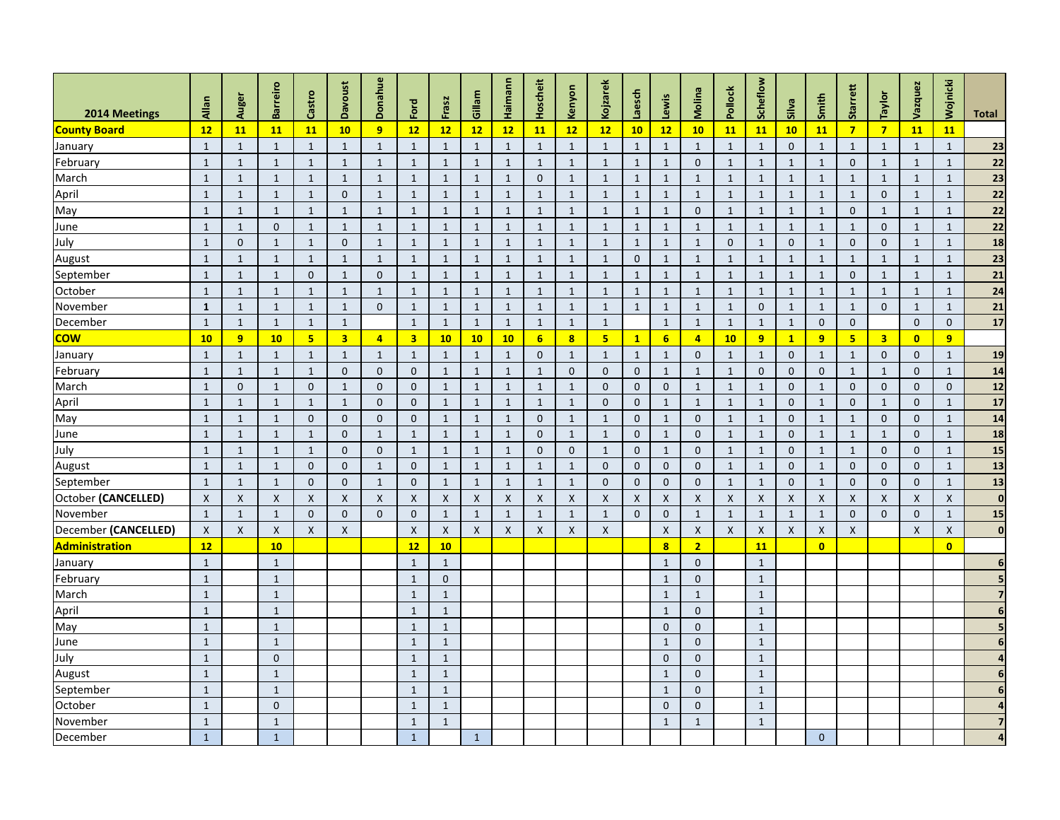| 2014 Meetings | Allan | Auger | Barreiro | Castro | Davoust | Donahue | Ford | Frasz | Gillam | Haimann | Hoscheit | Kenyon | Kojzarek | Laesch | Lewis | Molina | Pollock | Scheflow | Silva | Smith | Starrett | Taylor | Vazquez | Wojnicki | Total |
|---|---|---|---|---|---|---|---|---|---|---|---|---|---|---|---|---|---|---|---|---|---|---|---|---|---|
| **County Board** | **12** | **11** | **11** | **11** | **10** | **9** | **12** | **12** | **12** | **12** | **11** | **12** | **12** | **10** | **12** | **10** | **11** | **11** | **10** | **11** | **7** | **7** | **11** | **11** | |
| January | 1 | 1 | 1 | 1 | 1 | 1 | 1 | 1 | 1 | 1 | 1 | 1 | 1 | 1 | 1 | 1 | 1 | 1 | 0 | 1 | 1 | 1 | 1 | 1 | **23** |
| February | 1 | 1 | 1 | 1 | 1 | 1 | 1 | 1 | 1 | 1 | 1 | 1 | 1 | 1 | 1 | 0 | 1 | 1 | 1 | 1 | 0 | 1 | 1 | 1 | **22** |
| March | 1 | 1 | 1 | 1 | 1 | 1 | 1 | 1 | 1 | 1 | 0 | 1 | 1 | 1 | 1 | 1 | 1 | 1 | 1 | 1 | 1 | 1 | 1 | 1 | **23** |
| April | 1 | 1 | 1 | 1 | 0 | 1 | 1 | 1 | 1 | 1 | 1 | 1 | 1 | 1 | 1 | 1 | 1 | 1 | 1 | 1 | 1 | 0 | 1 | 1 | **22** |
| May | 1 | 1 | 1 | 1 | 1 | 1 | 1 | 1 | 1 | 1 | 1 | 1 | 1 | 1 | 1 | 0 | 1 | 1 | 1 | 1 | 0 | 1 | 1 | 1 | **22** |
| June | 1 | 1 | 0 | 1 | 1 | 1 | 1 | 1 | 1 | 1 | 1 | 1 | 1 | 1 | 1 | 1 | 1 | 1 | 1 | 1 | 1 | 0 | 1 | 1 | **22** |
| July | 1 | 0 | 1 | 1 | 0 | 1 | 1 | 1 | 1 | 1 | 1 | 1 | 1 | 1 | 1 | 1 | 0 | 1 | 0 | 1 | 0 | 0 | 1 | 1 | **18** |
| August | 1 | 1 | 1 | 1 | 1 | 1 | 1 | 1 | 1 | 1 | 1 | 1 | 1 | 0 | 1 | 1 | 1 | 1 | 1 | 1 | 1 | 1 | 1 | 1 | **23** |
| September | 1 | 1 | 1 | 0 | 1 | 0 | 1 | 1 | 1 | 1 | 1 | 1 | 1 | 1 | 1 | 1 | 1 | 1 | 1 | 1 | 0 | 1 | 1 | 1 | **21** |
| October | 1 | 1 | 1 | 1 | 1 | 1 | 1 | 1 | 1 | 1 | 1 | 1 | 1 | 1 | 1 | 1 | 1 | 1 | 1 | 1 | 1 | 1 | 1 | 1 | **24** |
| November | 1 | 1 | 1 | 1 | 1 | 0 | 1 | 1 | 1 | 1 | 1 | 1 | 1 | 1 | 1 | 1 | 1 | 0 | 1 | 1 | 1 | 0 | 1 | 1 | **21** |
| December | 1 | 1 | 1 | 1 | 1 | | 1 | 1 | 1 | 1 | 1 | 1 | 1 | | 1 | 1 | 1 | 1 | 1 | 0 | 0 | | 0 | 0 | **17** |
| **COW** | **10** | **9** | **10** | **5** | **3** | **4** | **3** | **10** | **10** | **10** | **6** | **8** | **5** | **1** | **6** | **4** | **10** | **9** | **1** | **9** | **5** | **3** | **0** | **9** | |
| January | 1 | 1 | 1 | 1 | 1 | 1 | 1 | 1 | 1 | 1 | 0 | 1 | 1 | 1 | 1 | 0 | 1 | 1 | 0 | 1 | 1 | 0 | 0 | 1 | **19** |
| February | 1 | 1 | 1 | 1 | 0 | 0 | 0 | 1 | 1 | 1 | 1 | 0 | 0 | 0 | 1 | 1 | 1 | 0 | 0 | 0 | 1 | 1 | 0 | 1 | **14** |
| March | 1 | 0 | 1 | 0 | 1 | 0 | 0 | 1 | 1 | 1 | 1 | 1 | 0 | 0 | 0 | 1 | 1 | 1 | 0 | 1 | 0 | 0 | 0 | 0 | **12** |
| April | 1 | 1 | 1 | 1 | 1 | 0 | 0 | 1 | 1 | 1 | 1 | 1 | 0 | 0 | 1 | 1 | 1 | 1 | 0 | 1 | 0 | 1 | 0 | 1 | **17** |
| May | 1 | 1 | 1 | 0 | 0 | 0 | 0 | 1 | 1 | 1 | 0 | 1 | 1 | 0 | 1 | 0 | 1 | 1 | 0 | 1 | 1 | 0 | 0 | 1 | **14** |
| June | 1 | 1 | 1 | 1 | 0 | 1 | 1 | 1 | 1 | 1 | 0 | 1 | 1 | 0 | 1 | 0 | 1 | 1 | 0 | 1 | 1 | 1 | 0 | 1 | **18** |
| July | 1 | 1 | 1 | 1 | 0 | 0 | 1 | 1 | 1 | 1 | 0 | 0 | 1 | 0 | 1 | 0 | 1 | 1 | 0 | 1 | 1 | 0 | 0 | 1 | **15** |
| August | 1 | 1 | 1 | 0 | 0 | 1 | 0 | 1 | 1 | 1 | 1 | 1 | 0 | 0 | 0 | 0 | 1 | 1 | 0 | 1 | 0 | 0 | 0 | 1 | **13** |
| September | 1 | 1 | 1 | 0 | 0 | 1 | 0 | 1 | 1 | 1 | 1 | 1 | 0 | 0 | 0 | 0 | 1 | 1 | 0 | 1 | 0 | 0 | 0 | 1 | **13** |
| October **(CANCELLED)** | X | X | X | X | X | X | X | X | X | X | X | X | X | X | X | X | X | X | X | X | X | X | X | X | **0** |
| November | 1 | 1 | 1 | 0 | 0 | 0 | 0 | 1 | 1 | 1 | 1 | 1 | 1 | 0 | 0 | 1 | 1 | 1 | 1 | 1 | 0 | 0 | 0 | 1 | **15** |
| December **(CANCELLED)** | X | X | X | X | X | | X | X | X | X | X | X | X | | X | X | X | X | X | X | X | | X | X | **0** |
| **Administration** | **12** | | **10** | | | | **12** | **10** | | | | | | | **8** | **2** | | **11** | | **0** | | | | **0** | |
| January | 1 | | 1 | | | | 1 | 1 | | | | | | | 1 | 0 | | 1 | | | | | | | **6** |
| February | 1 | | 1 | | | | 1 | 0 | | | | | | | 1 | 0 | | 1 | | | | | | | **5** |
| March | 1 | | 1 | | | | 1 | 1 | | | | | | | 1 | 1 | | 1 | | | | | | | **7** |
| April | 1 | | 1 | | | | 1 | 1 | | | | | | | 1 | 0 | | 1 | | | | | | | **6** |
| May | 1 | | 1 | | | | 1 | 1 | | | | | | | 0 | 0 | | 1 | | | | | | | **5** |
| June | 1 | | 1 | | | | 1 | 1 | | | | | | | 1 | 0 | | 1 | | | | | | | **6** |
| July | 1 | | 0 | | | | 1 | 1 | | | | | | | 0 | 0 | | 1 | | | | | | | **4** |
| August | 1 | | 1 | | | | 1 | 1 | | | | | | | 1 | 0 | | 1 | | | | | | | **6** |
| September | 1 | | 1 | | | | 1 | 1 | | | | | | | 1 | 0 | | 1 | | | | | | | **6** |
| October | 1 | | 0 | | | | 1 | 1 | | | | | | | 0 | 0 | | 1 | | | | | | | **4** |
| November | 1 | | 1 | | | | 1 | 1 | | | | | | | 1 | 1 | | 1 | | | | | | | **7** |
| December | 1 | | 1 | | | | 1 | | 1 | | | | | | | | | | | 0 | | | | | **4** |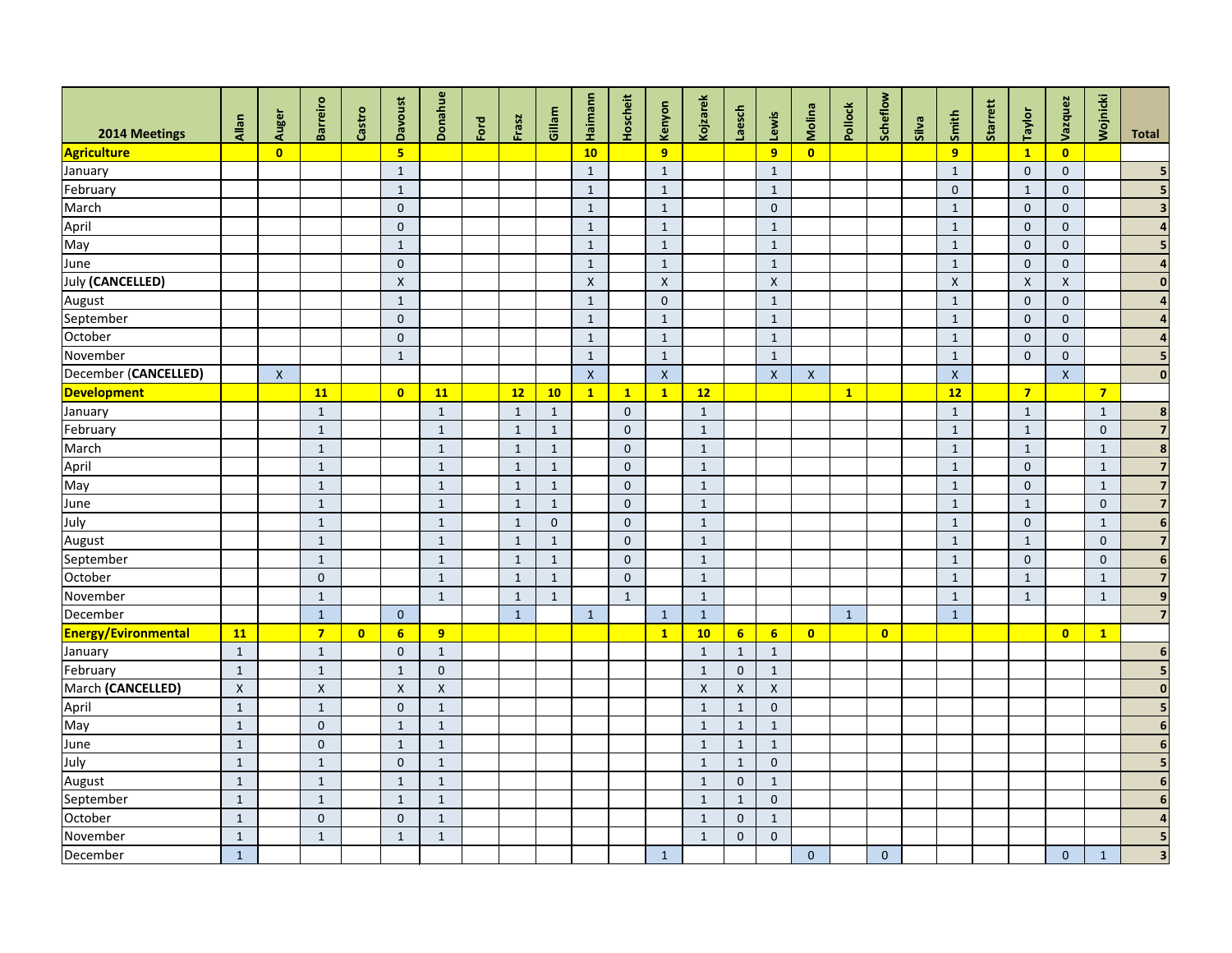| 2014 Meetings | Allan | Auger | Barreiro | Castro | Davoust | Donahue | Ford | Frasz | Gillam | Haimann | Hoscheit | Kenyon | Kojzarek | Laesch | Lewis | Molina | Pollock | Scheflow | Silva | Smith | Starrett | Taylor | Vazquez | Wojnicki | Total |
|---|---|---|---|---|---|---|---|---|---|---|---|---|---|---|---|---|---|---|---|---|---|---|---|---|---|
| **Agriculture** | | **0** | | | **5** | | | | | **10** | | **9** | | | **9** | **0** | | | | **9** | | **1** | **0** | | |
| January | | | | | 1 | | | | | 1 | | 1 | | | 1 | | | | | 1 | | 0 | 0 | | **5** |
| February | | | | | 1 | | | | | 1 | | 1 | | | 1 | | | | | 0 | | 1 | 0 | | **5** |
| March | | | | | 0 | | | | | 1 | | 1 | | | 0 | | | | | 1 | | 0 | 0 | | **3** |
| April | | | | | 0 | | | | | 1 | | 1 | | | 1 | | | | | 1 | | 0 | 0 | | **4** |
| May | | | | | 1 | | | | | 1 | | 1 | | | 1 | | | | | 1 | | 0 | 0 | | **5** |
| June | | | | | 0 | | | | | 1 | | 1 | | | 1 | | | | | 1 | | 0 | 0 | | **4** |
| July **(CANCELLED)** | | | | | X | | | | | X | | X | | | X | | | | | X | | X | X | | **0** |
| August | | | | | 1 | | | | | 1 | | 0 | | | 1 | | | | | 1 | | 0 | 0 | | **4** |
| September | | | | | 0 | | | | | 1 | | 1 | | | 1 | | | | | 1 | | 0 | 0 | | **4** |
| October | | | | | 0 | | | | | 1 | | 1 | | | 1 | | | | | 1 | | 0 | 0 | | **4** |
| November | | | | | 1 | | | | | 1 | | 1 | | | 1 | | | | | 1 | | 0 | 0 | | **5** |
| December **(CANCELLED)** | | X | | | | | | | | X | | X | | | X | X | | | | X | | | X | | **0** |
| **Development** | | | **11** | | **0** | **11** | | **12** | **10** | **1** | **1** | **1** | **12** | | | | **1** | | | **12** | | **7** | | **7** | |
| January | | | 1 | | | 1 | | 1 | 1 | | 0 | | 1 | | | | | | | 1 | | 1 | | 1 | **8** |
| February | | | 1 | | | 1 | | 1 | 1 | | 0 | | 1 | | | | | | | 1 | | 1 | | 0 | **7** |
| March | | | 1 | | | 1 | | 1 | 1 | | 0 | | 1 | | | | | | | 1 | | 1 | | 1 | **8** |
| April | | | 1 | | | 1 | | 1 | 1 | | 0 | | 1 | | | | | | | 1 | | 0 | | 1 | **7** |
| May | | | 1 | | | 1 | | 1 | 1 | | 0 | | 1 | | | | | | | 1 | | 0 | | 1 | **7** |
| June | | | 1 | | | 1 | | 1 | 1 | | 0 | | 1 | | | | | | | 1 | | 1 | | 0 | **7** |
| July | | | 1 | | | 1 | | 1 | 0 | | 0 | | 1 | | | | | | | 1 | | 0 | | 1 | **6** |
| August | | | 1 | | | 1 | | 1 | 1 | | 0 | | 1 | | | | | | | 1 | | 1 | | 0 | **7** |
| September | | | 1 | | | 1 | | 1 | 1 | | 0 | | 1 | | | | | | | 1 | | 0 | | 0 | **6** |
| October | | | 0 | | | 1 | | 1 | 1 | | 0 | | 1 | | | | | | | 1 | | 1 | | 1 | **7** |
| November | | | 1 | | | 1 | | 1 | 1 | | 1 | | 1 | | | | | | | 1 | | 1 | | 1 | **9** |
| December | | | 1 | | 0 | | | 1 | | 1 | | 1 | 1 | | | | 1 | | | 1 | | | | | **7** |
| **Energy/Evironmental** | **11** | | **7** | **0** | **6** | **9** | | | | | | **1** | **10** | **6** | **6** | **0** | | **0** | | | | | **0** | **1** | |
| January | 1 | | 1 | | 0 | 1 | | | | | | | 1 | 1 | 1 | | | | | | | | | | **6** |
| February | 1 | | 1 | | 1 | 0 | | | | | | | 1 | 0 | 1 | | | | | | | | | | **5** |
| March **(CANCELLED)** | X | | X | | X | X | | | | | | | X | X | X | | | | | | | | | | **0** |
| April | 1 | | 1 | | 0 | 1 | | | | | | | 1 | 1 | 0 | | | | | | | | | | **5** |
| May | 1 | | 0 | | 1 | 1 | | | | | | | 1 | 1 | 1 | | | | | | | | | | **6** |
| June | 1 | | 0 | | 1 | 1 | | | | | | | 1 | 1 | 1 | | | | | | | | | | **6** |
| July | 1 | | 1 | | 0 | 1 | | | | | | | 1 | 1 | 0 | | | | | | | | | | **5** |
| August | 1 | | 1 | | 1 | 1 | | | | | | | 1 | 0 | 1 | | | | | | | | | | **6** |
| September | 1 | | 1 | | 1 | 1 | | | | | | | 1 | 1 | 0 | | | | | | | | | | **6** |
| October | 1 | | 0 | | 0 | 1 | | | | | | | 1 | 0 | 1 | | | | | | | | | | **4** |
| November | 1 | | 1 | | 1 | 1 | | | | | | | 1 | 0 | 0 | | | | | | | | | | **5** |
| December | 1 | | | | | | | | | | | 1 | | | | 0 | | 0 | | | | | 0 | 1 | **3** |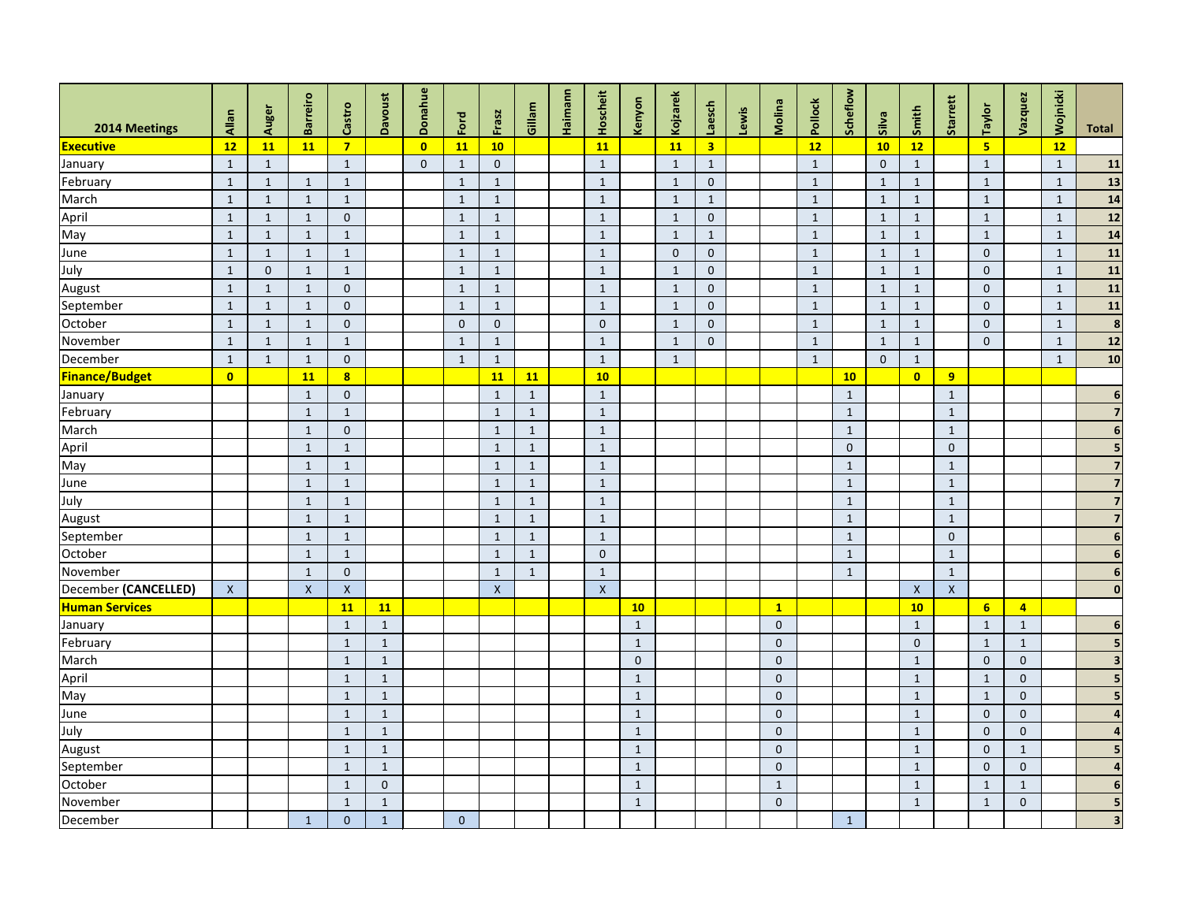| 2014 Meetings | Allan | Auger | Barreiro | Castro | Davoust | Donahue | Ford | Frasz | Gillam | Haimann | Hoscheit | Kenyon | Kojzarek | Laesch | Lewis | Molina | Pollock | Scheflow | Silva | Smith | Starrett | Taylor | Vazquez | Wojnicki | Total |
|---|---|---|---|---|---|---|---|---|---|---|---|---|---|---|---|---|---|---|---|---|---|---|---|---|---|
| **Executive** | **12** | **11** | **11** | **7** | | **0** | **11** | **10** | | | **11** | | **11** | **3** | | | **12** | | **10** | **12** | | **5** | | **12** | |
| January | 1 | 1 | | 1 | | 0 | 1 | 0 | | | 1 | | 1 | 1 | | | 1 | | 0 | 1 | | 1 | | 1 | **11** |
| February | 1 | 1 | 1 | 1 | | | 1 | 1 | | | 1 | | 1 | 0 | | | 1 | | 1 | 1 | | 1 | | 1 | **13** |
| March | 1 | 1 | 1 | 1 | | | 1 | 1 | | | 1 | | 1 | 1 | | | 1 | | 1 | 1 | | 1 | | 1 | **14** |
| April | 1 | 1 | 1 | 0 | | | 1 | 1 | | | 1 | | 1 | 0 | | | 1 | | 1 | 1 | | 1 | | 1 | **12** |
| May | 1 | 1 | 1 | 1 | | | 1 | 1 | | | 1 | | 1 | 1 | | | 1 | | 1 | 1 | | 1 | | 1 | **14** |
| June | 1 | 1 | 1 | 1 | | | 1 | 1 | | | 1 | | 0 | 0 | | | 1 | | 1 | 1 | | 0 | | 1 | **11** |
| July | 1 | 0 | 1 | 1 | | | 1 | 1 | | | 1 | | 1 | 0 | | | 1 | | 1 | 1 | | 0 | | 1 | **11** |
| August | 1 | 1 | 1 | 0 | | | 1 | 1 | | | 1 | | 1 | 0 | | | 1 | | 1 | 1 | | 0 | | 1 | **11** |
| September | 1 | 1 | 1 | 0 | | | 1 | 1 | | | 1 | | 1 | 0 | | | 1 | | 1 | 1 | | 0 | | 1 | **11** |
| October | 1 | 1 | 1 | 0 | | | 0 | 0 | | | 0 | | 1 | 0 | | | 1 | | 1 | 1 | | 0 | | 1 | **8** |
| November | 1 | 1 | 1 | 1 | | | 1 | 1 | | | 1 | | 1 | 0 | | | 1 | | 1 | 1 | | 0 | | 1 | **12** |
| December | 1 | 1 | 1 | 0 | | | 1 | 1 | | | 1 | | 1 | | | | 1 | | 0 | 1 | | | | 1 | **10** |
| **Finance/Budget** | **0** | | **11** | **8** | | | | **11** | **11** | | **10** | | | | | | | **10** | | **0** | **9** | | | | |
| January | | | 1 | 0 | | | | 1 | 1 | | 1 | | | | | | | 1 | | | 1 | | | | **6** |
| February | | | 1 | 1 | | | | 1 | 1 | | 1 | | | | | | | 1 | | | 1 | | | | **7** |
| March | | | 1 | 0 | | | | 1 | 1 | | 1 | | | | | | | 1 | | | 1 | | | | **6** |
| April | | | 1 | 1 | | | | 1 | 1 | | 1 | | | | | | | 0 | | | 0 | | | | **5** |
| May | | | 1 | 1 | | | | 1 | 1 | | 1 | | | | | | | 1 | | | 1 | | | | **7** |
| June | | | 1 | 1 | | | | 1 | 1 | | 1 | | | | | | | 1 | | | 1 | | | | **7** |
| July | | | 1 | 1 | | | | 1 | 1 | | 1 | | | | | | | 1 | | | 1 | | | | **7** |
| August | | | 1 | 1 | | | | 1 | 1 | | 1 | | | | | | | 1 | | | 1 | | | | **7** |
| September | | | 1 | 1 | | | | 1 | 1 | | 1 | | | | | | | 1 | | | 0 | | | | **6** |
| October | | | 1 | 1 | | | | 1 | 1 | | 0 | | | | | | | 1 | | | 1 | | | | **6** |
| November | | | 1 | 0 | | | | 1 | 1 | | 1 | | | | | | | 1 | | | 1 | | | | **6** |
| December **(CANCELLED)** | X | | X | X | | | | X | | | X | | | | | | | | | X | X | | | | **0** |
| **Human Services** | | | | **11** | **11** | | | | | | | **10** | | | | **1** | | | | **10** | | **6** | **4** | | |
| January | | | | 1 | 1 | | | | | | | 1 | | | | 0 | | | | 1 | | 1 | 1 | | **6** |
| February | | | | 1 | 1 | | | | | | | 1 | | | | 0 | | | | 0 | | 1 | 1 | | **5** |
| March | | | | 1 | 1 | | | | | | | 0 | | | | 0 | | | | 1 | | 0 | 0 | | **3** |
| April | | | | 1 | 1 | | | | | | | 1 | | | | 0 | | | | 1 | | 1 | 0 | | **5** |
| May | | | | 1 | 1 | | | | | | | 1 | | | | 0 | | | | 1 | | 1 | 0 | | **5** |
| June | | | | 1 | 1 | | | | | | | 1 | | | | 0 | | | | 1 | | 0 | 0 | | **4** |
| July | | | | 1 | 1 | | | | | | | 1 | | | | 0 | | | | 1 | | 0 | 0 | | **4** |
| August | | | | 1 | 1 | | | | | | | 1 | | | | 0 | | | | 1 | | 0 | 1 | | **5** |
| September | | | | 1 | 1 | | | | | | | 1 | | | | 0 | | | | 1 | | 0 | 0 | | **4** |
| October | | | | 1 | 0 | | | | | | | 1 | | | | 1 | | | | 1 | | 1 | 1 | | **6** |
| November | | | | 1 | 1 | | | | | | | 1 | | | | 0 | | | | 1 | | 1 | 0 | | **5** |
| December | | | 1 | 0 | 1 | | 0 | | | | | | | | | | | 1 | | | | | | | **3** |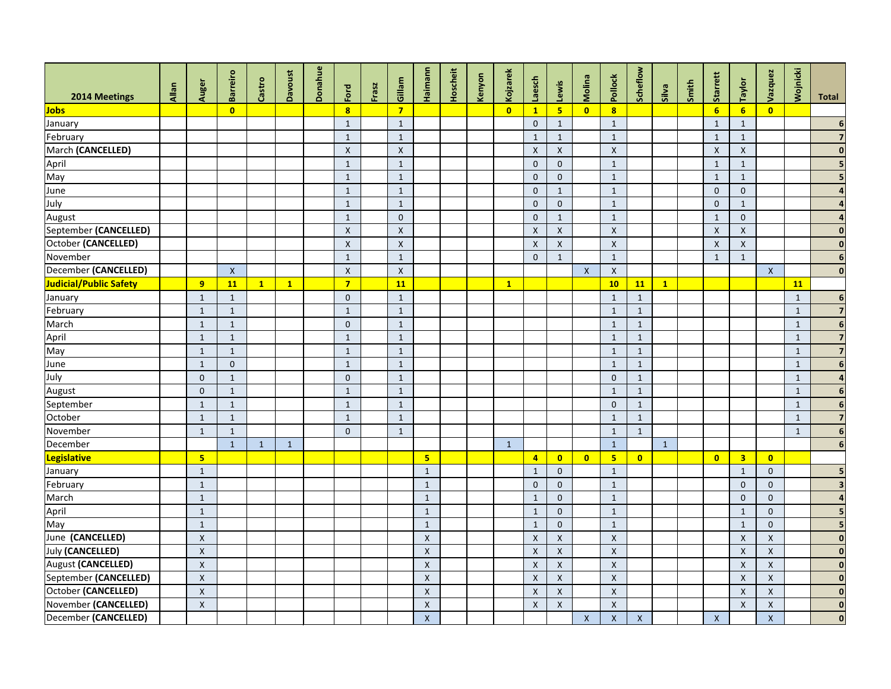| 2014 Meetings | Allan | Auger | Barreiro | Castro | Davoust | Donahue | Ford | Frasz | Gillam | Haimann | Hoscheit | Kenyon | Kojzarek | Laesch | Lewis | Molina | Pollock | Scheflow | Silva | Smith | Starrett | Taylor | Vazquez | Wojnicki | Total |
|---|---|---|---|---|---|---|---|---|---|---|---|---|---|---|---|---|---|---|---|---|---|---|---|---|---|
| **Jobs** | | | **0** | | | | **8** | | **7** | | | | **0** | **1** | **5** | **0** | **8** | | | | **6** | **6** | **0** | | |
| January | | | | | | | 1 | | 1 | | | | | 0 | 1 | | 1 | | | | 1 | 1 | | | **6** |
| February | | | | | | | 1 | | 1 | | | | | 1 | 1 | | 1 | | | | 1 | 1 | | | **7** |
| March **(CANCELLED)** | | | | | | | X | | X | | | | | X | X | | X | | | | X | X | | | **0** |
| April | | | | | | | 1 | | 1 | | | | | 0 | 0 | | 1 | | | | 1 | 1 | | | **5** |
| May | | | | | | | 1 | | 1 | | | | | 0 | 0 | | 1 | | | | 1 | 1 | | | **5** |
| June | | | | | | | 1 | | 1 | | | | | 0 | 1 | | 1 | | | | 0 | 0 | | | **4** |
| July | | | | | | | 1 | | 1 | | | | | 0 | 0 | | 1 | | | | 0 | 1 | | | **4** |
| August | | | | | | | 1 | | 0 | | | | | 0 | 1 | | 1 | | | | 1 | 0 | | | **4** |
| September **(CANCELLED)** | | | | | | | X | | X | | | | | X | X | | X | | | | X | X | | | **0** |
| October **(CANCELLED)** | | | | | | | X | | X | | | | | X | X | | X | | | | X | X | | | **0** |
| November | | | | | | | 1 | | 1 | | | | | 0 | 1 | | 1 | | | | 1 | 1 | | | **6** |
| December **(CANCELLED)** | | | X | | | | X | | X | | | | | | | X | X | | | | | | X | | **0** |
| **Judicial/Public Safety** | | **9** | **11** | **1** | **1** | | **7** | | **11** | | | | **1** | | | | **10** | **11** | **1** | | | | | **11** | |
| January | | 1 | 1 | | | | 0 | | 1 | | | | | | | | 1 | 1 | | | | | | 1 | **6** |
| February | | 1 | 1 | | | | 1 | | 1 | | | | | | | | 1 | 1 | | | | | | 1 | **7** |
| March | | 1 | 1 | | | | 0 | | 1 | | | | | | | | 1 | 1 | | | | | | 1 | **6** |
| April | | 1 | 1 | | | | 1 | | 1 | | | | | | | | 1 | 1 | | | | | | 1 | **7** |
| May | | 1 | 1 | | | | 1 | | 1 | | | | | | | | 1 | 1 | | | | | | 1 | **7** |
| June | | 1 | 0 | | | | 1 | | 1 | | | | | | | | 1 | 1 | | | | | | 1 | **6** |
| July | | 0 | 1 | | | | 0 | | 1 | | | | | | | | 0 | 1 | | | | | | 1 | **4** |
| August | | 0 | 1 | | | | 1 | | 1 | | | | | | | | 1 | 1 | | | | | | 1 | **6** |
| September | | 1 | 1 | | | | 1 | | 1 | | | | | | | | 0 | 1 | | | | | | 1 | **6** |
| October | | 1 | 1 | | | | 1 | | 1 | | | | | | | | 1 | 1 | | | | | | 1 | **7** |
| November | | 1 | 1 | | | | 0 | | 1 | | | | | | | | 1 | 1 | | | | | | 1 | **6** |
| December | | | 1 | 1 | 1 | | | | | | | | 1 | | | | 1 | | 1 | | | | | | **6** |
| **Legislative** | | **5** | | | | | | | | **5** | | | | **4** | **0** | **0** | **5** | **0** | | | **0** | **3** | **0** | | |
| January | | 1 | | | | | | | | 1 | | | | 1 | 0 | | 1 | | | | | 1 | 0 | | **5** |
| February | | 1 | | | | | | | | 1 | | | | 0 | 0 | | 1 | | | | | 0 | 0 | | **3** |
| March | | 1 | | | | | | | | 1 | | | | 1 | 0 | | 1 | | | | | 0 | 0 | | **4** |
| April | | 1 | | | | | | | | 1 | | | | 1 | 0 | | 1 | | | | | 1 | 0 | | **5** |
| May | | 1 | | | | | | | | 1 | | | | 1 | 0 | | 1 | | | | | 1 | 0 | | **5** |
| June **(CANCELLED)** | | X | | | | | | | | X | | | | X | X | | X | | | | | X | X | | **0** |
| July **(CANCELLED)** | | X | | | | | | | | X | | | | X | X | | X | | | | | X | X | | **0** |
| August **(CANCELLED)** | | X | | | | | | | | X | | | | X | X | | X | | | | | X | X | | **0** |
| September **(CANCELLED)** | | X | | | | | | | | X | | | | X | X | | X | | | | | X | X | | **0** |
| October **(CANCELLED)** | | X | | | | | | | | X | | | | X | X | | X | | | | | X | X | | **0** |
| November **(CANCELLED)** | | X | | | | | | | | X | | | | X | X | | X | | | | | X | X | | **0** |
| December **(CANCELLED)** | | | | | | | | | | X | | | | | | X | X | X | | | X | | X | | **0** |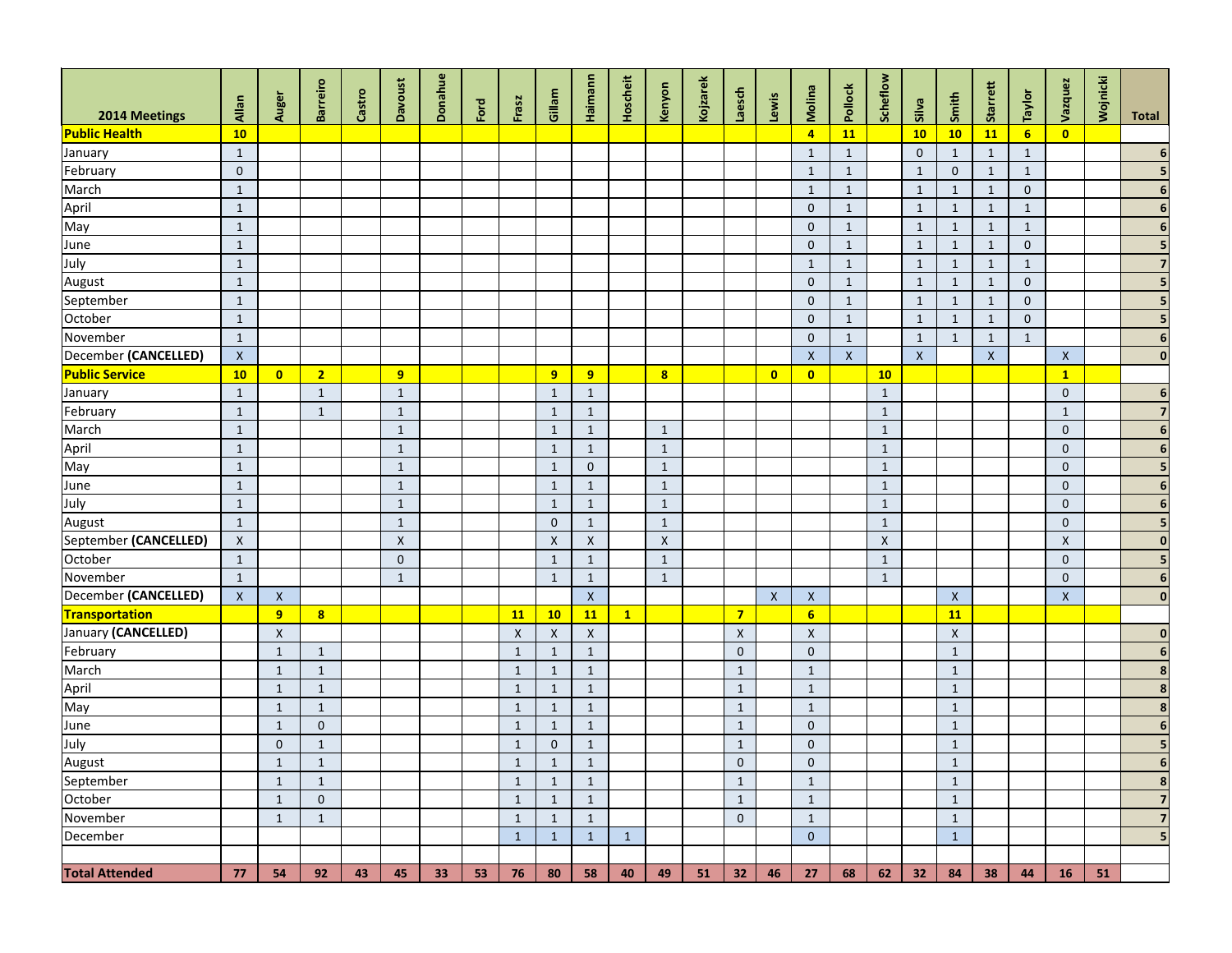| 2014 Meetings | Allan | Auger | Barreiro | Castro | Davoust | Donahue | Ford | Frasz | Gillam | Haimann | Hoscheit | Kenyon | Kojzarek | Laesch | Lewis | Molina | Pollock | Scheflow | Silva | Smith | Starrett | Taylor | Vazquez | Wojnicki | Total |
|---|---|---|---|---|---|---|---|---|---|---|---|---|---|---|---|---|---|---|---|---|---|---|---|---|---|
| **Public Health** | **10** | | | | | | | | | | | | | | | **4** | **11** | | **10** | **10** | **11** | **6** | **0** | | |
| January | 1 | | | | | | | | | | | | | | | 1 | 1 | | 0 | 1 | 1 | 1 | | | 6 |
| February | 0 | | | | | | | | | | | | | | | 1 | 1 | | 1 | 0 | 1 | 1 | | | 5 |
| March | 1 | | | | | | | | | | | | | | | 1 | 1 | | 1 | 1 | 1 | 0 | | | 6 |
| April | 1 | | | | | | | | | | | | | | | 0 | 1 | | 1 | 1 | 1 | 1 | | | 6 |
| May | 1 | | | | | | | | | | | | | | | 0 | 1 | | 1 | 1 | 1 | 1 | | | 6 |
| June | 1 | | | | | | | | | | | | | | | 0 | 1 | | 1 | 1 | 1 | 0 | | | 5 |
| July | 1 | | | | | | | | | | | | | | | 1 | 1 | | 1 | 1 | 1 | 1 | | | 7 |
| August | 1 | | | | | | | | | | | | | | | 0 | 1 | | 1 | 1 | 1 | 0 | | | 5 |
| September | 1 | | | | | | | | | | | | | | | 0 | 1 | | 1 | 1 | 1 | 0 | | | 5 |
| October | 1 | | | | | | | | | | | | | | | 0 | 1 | | 1 | 1 | 1 | 0 | | | 5 |
| November | 1 | | | | | | | | | | | | | | | 0 | 1 | | 1 | 1 | 1 | 1 | | | 6 |
| December **(CANCELLED)** | X | | | | | | | | | | | | | | | X | X | | X | | X | | X | | 0 |
| **Public Service** | **10** | **0** | **2** | | **9** | | | | **9** | **9** | | **8** | | | **0** | **0** | | **10** | | | | | **1** | | |
| January | 1 | | 1 | | 1 | | | | 1 | 1 | | | | | | | | 1 | | | | | 0 | | 6 |
| February | 1 | | 1 | | 1 | | | | 1 | 1 | | | | | | | | 1 | | | | | 1 | | 7 |
| March | 1 | | | | 1 | | | | 1 | 1 | | 1 | | | | | | 1 | | | | | 0 | | 6 |
| April | 1 | | | | 1 | | | | 1 | 1 | | 1 | | | | | | 1 | | | | | 0 | | 6 |
| May | 1 | | | | 1 | | | | 1 | 0 | | 1 | | | | | | 1 | | | | | 0 | | 5 |
| June | 1 | | | | 1 | | | | 1 | 1 | | 1 | | | | | | 1 | | | | | 0 | | 6 |
| July | 1 | | | | 1 | | | | 1 | 1 | | 1 | | | | | | 1 | | | | | 0 | | 6 |
| August | 1 | | | | 1 | | | | 0 | 1 | | 1 | | | | | | 1 | | | | | 0 | | 5 |
| September **(CANCELLED)** | X | | | | X | | | | X | X | | X | | | | | | X | | | | | X | | 0 |
| October | 1 | | | | 0 | | | | 1 | 1 | | 1 | | | | | | 1 | | | | | 0 | | 5 |
| November | 1 | | | | 1 | | | | 1 | 1 | | 1 | | | | | | 1 | | | | | 0 | | 6 |
| December **(CANCELLED)** | X | X | | | | | | | | X | | | | | X | X | | | | X | | | X | | 0 |
| **Transportation** | | **9** | **8** | | | | | **11** | **10** | **11** | **1** | | | **7** | | **6** | | | | **11** | | | | | |
| January **(CANCELLED)** | | X | | | | | | X | X | X | | | | X | | X | | | | X | | | | | 0 |
| February | | 1 | 1 | | | | | 1 | 1 | 1 | | | | 0 | | 0 | | | | 1 | | | | | 6 |
| March | | 1 | 1 | | | | | 1 | 1 | 1 | | | | 1 | | 1 | | | | 1 | | | | | 8 |
| April | | 1 | 1 | | | | | 1 | 1 | 1 | | | | 1 | | 1 | | | | 1 | | | | | 8 |
| May | | 1 | 1 | | | | | 1 | 1 | 1 | | | | 1 | | 1 | | | | 1 | | | | | 8 |
| June | | 1 | 0 | | | | | 1 | 1 | 1 | | | | 1 | | 0 | | | | 1 | | | | | 6 |
| July | | 0 | 1 | | | | | 1 | 0 | 1 | | | | 1 | | 0 | | | | 1 | | | | | 5 |
| August | | 1 | 1 | | | | | 1 | 1 | 1 | | | | 0 | | 0 | | | | 1 | | | | | 6 |
| September | | 1 | 1 | | | | | 1 | 1 | 1 | | | | 1 | | 1 | | | | 1 | | | | | 8 |
| October | | 1 | 0 | | | | | 1 | 1 | 1 | | | | 1 | | 1 | | | | 1 | | | | | 7 |
| November | | 1 | 1 | | | | | 1 | 1 | 1 | | | | 0 | | 1 | | | | 1 | | | | | 7 |
| December | | | | | | | | 1 | 1 | 1 | 1 | | | | | 0 | | | | 1 | | | | | 5 |
| | | | | | | | | | | | | | | | | | | | | | | | | | |
| **Total Attended** | **77** | **54** | **92** | **43** | **45** | **33** | **53** | **76** | **80** | **58** | **40** | **49** | **51** | **32** | **46** | **27** | **68** | **62** | **32** | **84** | **38** | **44** | **16** | **51** | |